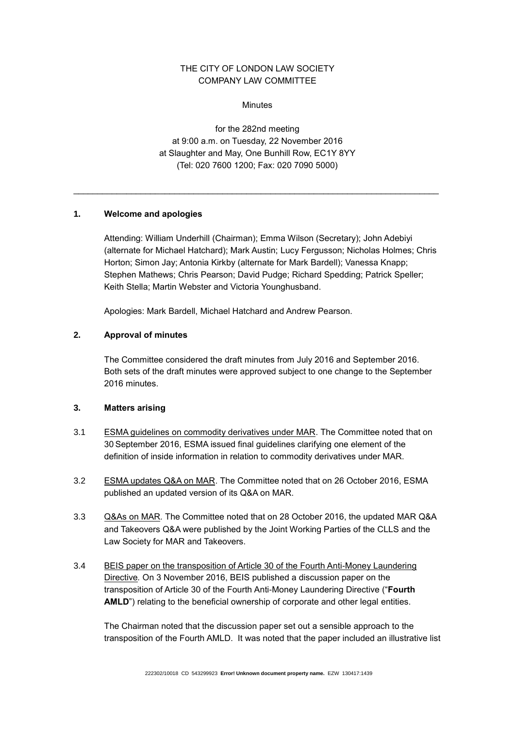THE CITY OF LONDON LAW SOCIETY
COMPANY LAW COMMITTEE

Minutes

for the 282nd meeting
at 9:00 a.m. on Tuesday, 22 November 2016
at Slaughter and May, One Bunhill Row, EC1Y 8YY
(Tel: 020 7600 1200; Fax: 020 7090 5000)

---

## 1. Welcome and apologies

Attending: William Underhill (Chairman); Emma Wilson (Secretary); John Adebiyi (alternate for Michael Hatchard); Mark Austin; Lucy Fergusson; Nicholas Holmes; Chris Horton; Simon Jay; Antonia Kirkby (alternate for Mark Bardell); Vanessa Knapp; Stephen Mathews; Chris Pearson; David Pudge; Richard Spedding; Patrick Speller; Keith Stella; Martin Webster and Victoria Younghusband.

Apologies: Mark Bardell, Michael Hatchard and Andrew Pearson.

## 2. Approval of minutes

The Committee considered the draft minutes from July 2016 and September 2016. Both sets of the draft minutes were approved subject to one change to the September 2016 minutes.

## 3. Matters arising

3.1 ESMA guidelines on commodity derivatives under MAR. The Committee noted that on 30 September 2016, ESMA issued final guidelines clarifying one element of the definition of inside information in relation to commodity derivatives under MAR.

3.2 ESMA updates Q&A on MAR. The Committee noted that on 26 October 2016, ESMA published an updated version of its Q&A on MAR.

3.3 Q&As on MAR. The Committee noted that on 28 October 2016, the updated MAR Q&A and Takeovers Q&A were published by the Joint Working Parties of the CLLS and the Law Society for MAR and Takeovers.

3.4 BEIS paper on the transposition of Article 30 of the Fourth Anti-Money Laundering Directive. On 3 November 2016, BEIS published a discussion paper on the transposition of Article 30 of the Fourth Anti-Money Laundering Directive ("**Fourth AMLD**") relating to the beneficial ownership of corporate and other legal entities.

The Chairman noted that the discussion paper set out a sensible approach to the transposition of the Fourth AMLD. It was noted that the paper included an illustrative list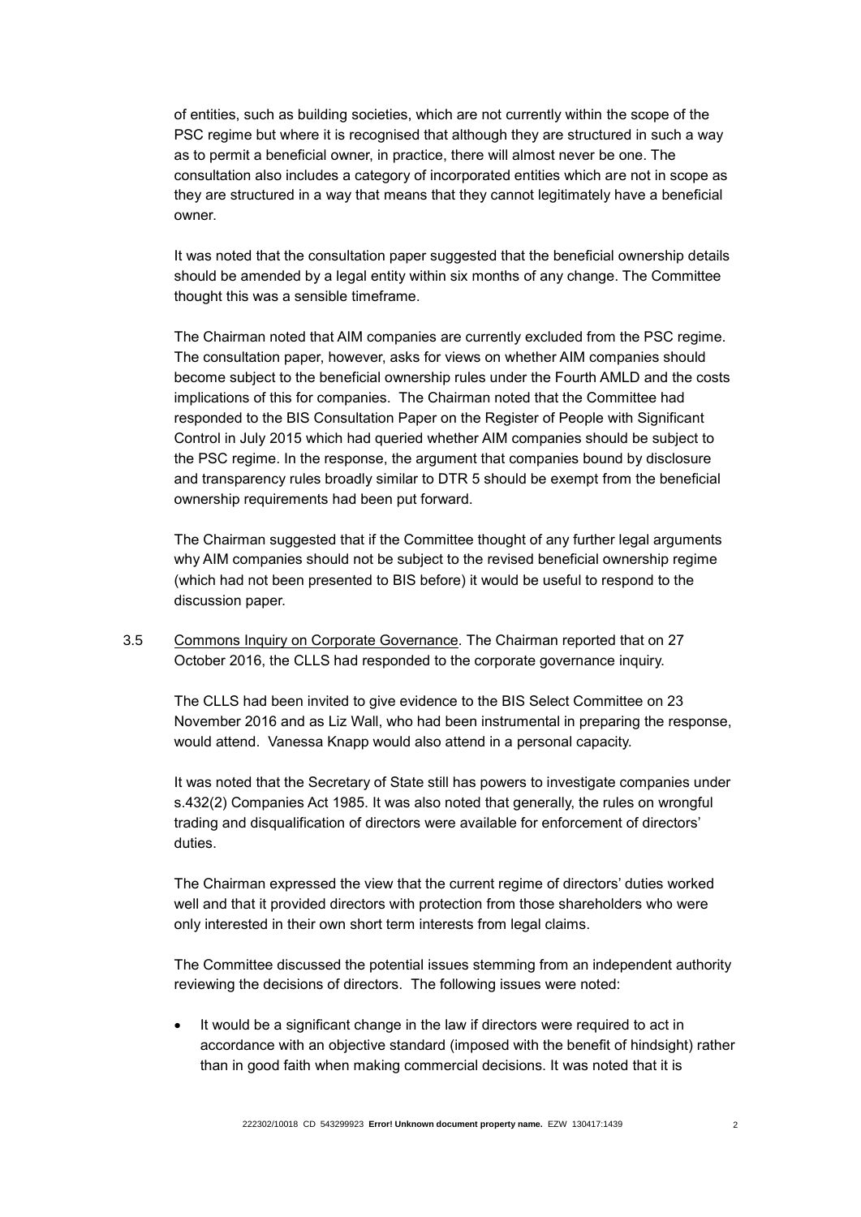of entities, such as building societies, which are not currently within the scope of the PSC regime but where it is recognised that although they are structured in such a way as to permit a beneficial owner, in practice, there will almost never be one. The consultation also includes a category of incorporated entities which are not in scope as they are structured in a way that means that they cannot legitimately have a beneficial owner.

It was noted that the consultation paper suggested that the beneficial ownership details should be amended by a legal entity within six months of any change. The Committee thought this was a sensible timeframe.

The Chairman noted that AIM companies are currently excluded from the PSC regime. The consultation paper, however, asks for views on whether AIM companies should become subject to the beneficial ownership rules under the Fourth AMLD and the costs implications of this for companies. The Chairman noted that the Committee had responded to the BIS Consultation Paper on the Register of People with Significant Control in July 2015 which had queried whether AIM companies should be subject to the PSC regime. In the response, the argument that companies bound by disclosure and transparency rules broadly similar to DTR 5 should be exempt from the beneficial ownership requirements had been put forward.

The Chairman suggested that if the Committee thought of any further legal arguments why AIM companies should not be subject to the revised beneficial ownership regime (which had not been presented to BIS before) it would be useful to respond to the discussion paper.

3.5 Commons Inquiry on Corporate Governance. The Chairman reported that on 27 October 2016, the CLLS had responded to the corporate governance inquiry.

The CLLS had been invited to give evidence to the BIS Select Committee on 23 November 2016 and as Liz Wall, who had been instrumental in preparing the response, would attend. Vanessa Knapp would also attend in a personal capacity.

It was noted that the Secretary of State still has powers to investigate companies under s.432(2) Companies Act 1985. It was also noted that generally, the rules on wrongful trading and disqualification of directors were available for enforcement of directors' duties.

The Chairman expressed the view that the current regime of directors' duties worked well and that it provided directors with protection from those shareholders who were only interested in their own short term interests from legal claims.

The Committee discussed the potential issues stemming from an independent authority reviewing the decisions of directors. The following issues were noted:

- It would be a significant change in the law if directors were required to act in accordance with an objective standard (imposed with the benefit of hindsight) rather than in good faith when making commercial decisions. It was noted that it is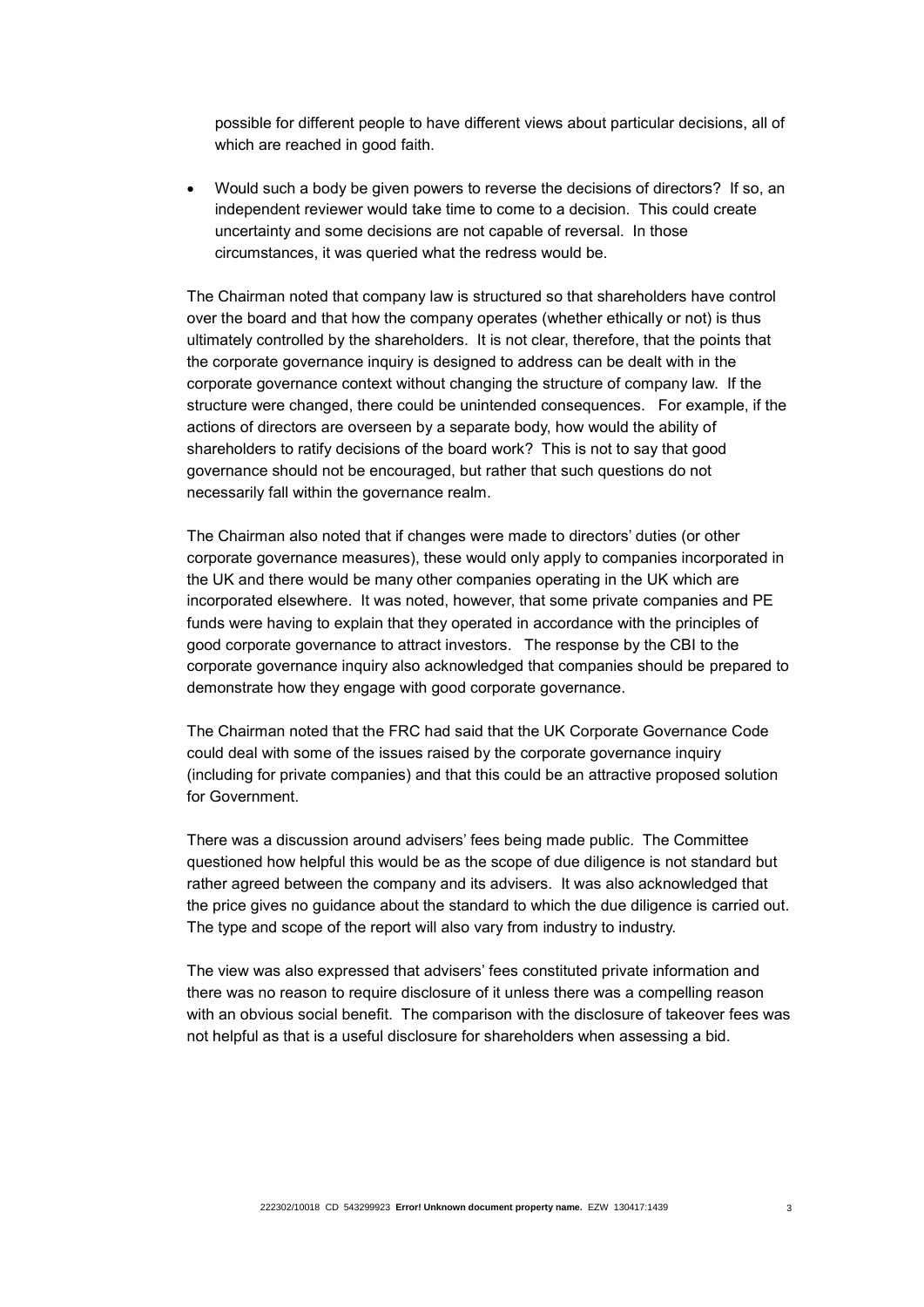possible for different people to have different views about particular decisions, all of which are reached in good faith.

- Would such a body be given powers to reverse the decisions of directors? If so, an independent reviewer would take time to come to a decision. This could create uncertainty and some decisions are not capable of reversal. In those circumstances, it was queried what the redress would be.

The Chairman noted that company law is structured so that shareholders have control over the board and that how the company operates (whether ethically or not) is thus ultimately controlled by the shareholders. It is not clear, therefore, that the points that the corporate governance inquiry is designed to address can be dealt with in the corporate governance context without changing the structure of company law. If the structure were changed, there could be unintended consequences. For example, if the actions of directors are overseen by a separate body, how would the ability of shareholders to ratify decisions of the board work? This is not to say that good governance should not be encouraged, but rather that such questions do not necessarily fall within the governance realm.

The Chairman also noted that if changes were made to directors' duties (or other corporate governance measures), these would only apply to companies incorporated in the UK and there would be many other companies operating in the UK which are incorporated elsewhere. It was noted, however, that some private companies and PE funds were having to explain that they operated in accordance with the principles of good corporate governance to attract investors. The response by the CBI to the corporate governance inquiry also acknowledged that companies should be prepared to demonstrate how they engage with good corporate governance.

The Chairman noted that the FRC had said that the UK Corporate Governance Code could deal with some of the issues raised by the corporate governance inquiry (including for private companies) and that this could be an attractive proposed solution for Government.

There was a discussion around advisers' fees being made public. The Committee questioned how helpful this would be as the scope of due diligence is not standard but rather agreed between the company and its advisers. It was also acknowledged that the price gives no guidance about the standard to which the due diligence is carried out. The type and scope of the report will also vary from industry to industry.

The view was also expressed that advisers' fees constituted private information and there was no reason to require disclosure of it unless there was a compelling reason with an obvious social benefit. The comparison with the disclosure of takeover fees was not helpful as that is a useful disclosure for shareholders when assessing a bid.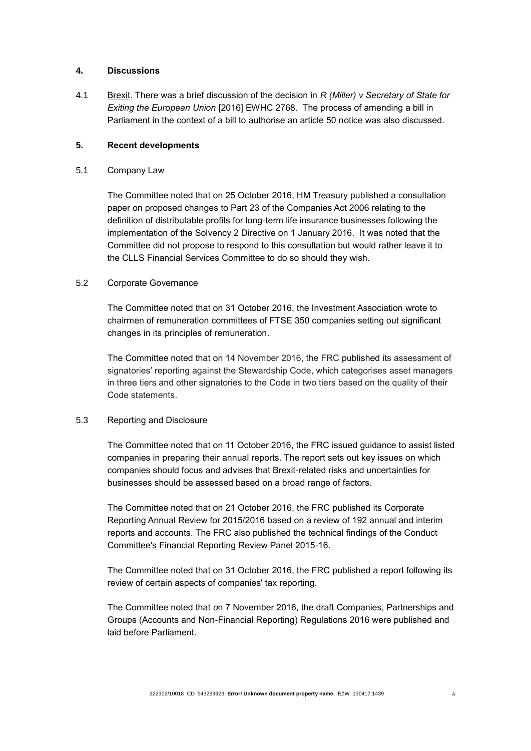## 4. Discussions

4.1 Brexit. There was a brief discussion of the decision in *R (Miller) v Secretary of State for Exiting the European Union* [2016] EWHC 2768. The process of amending a bill in Parliament in the context of a bill to authorise an article 50 notice was also discussed.

## 5. Recent developments

### 5.1 Company Law

The Committee noted that on 25 October 2016, HM Treasury published a consultation paper on proposed changes to Part 23 of the Companies Act 2006 relating to the definition of distributable profits for long-term life insurance businesses following the implementation of the Solvency 2 Directive on 1 January 2016. It was noted that the Committee did not propose to respond to this consultation but would rather leave it to the CLLS Financial Services Committee to do so should they wish.

### 5.2 Corporate Governance

The Committee noted that on 31 October 2016, the Investment Association wrote to chairmen of remuneration committees of FTSE 350 companies setting out significant changes in its principles of remuneration.

The Committee noted that on 14 November 2016, the FRC published its assessment of signatories' reporting against the Stewardship Code, which categorises asset managers in three tiers and other signatories to the Code in two tiers based on the quality of their Code statements.

### 5.3 Reporting and Disclosure

The Committee noted that on 11 October 2016, the FRC issued guidance to assist listed companies in preparing their annual reports. The report sets out key issues on which companies should focus and advises that Brexit-related risks and uncertainties for businesses should be assessed based on a broad range of factors.

The Committee noted that on 21 October 2016, the FRC published its Corporate Reporting Annual Review for 2015/2016 based on a review of 192 annual and interim reports and accounts. The FRC also published the technical findings of the Conduct Committee's Financial Reporting Review Panel 2015-16.

The Committee noted that on 31 October 2016, the FRC published a report following its review of certain aspects of companies' tax reporting.

The Committee noted that on 7 November 2016, the draft Companies, Partnerships and Groups (Accounts and Non-Financial Reporting) Regulations 2016 were published and laid before Parliament.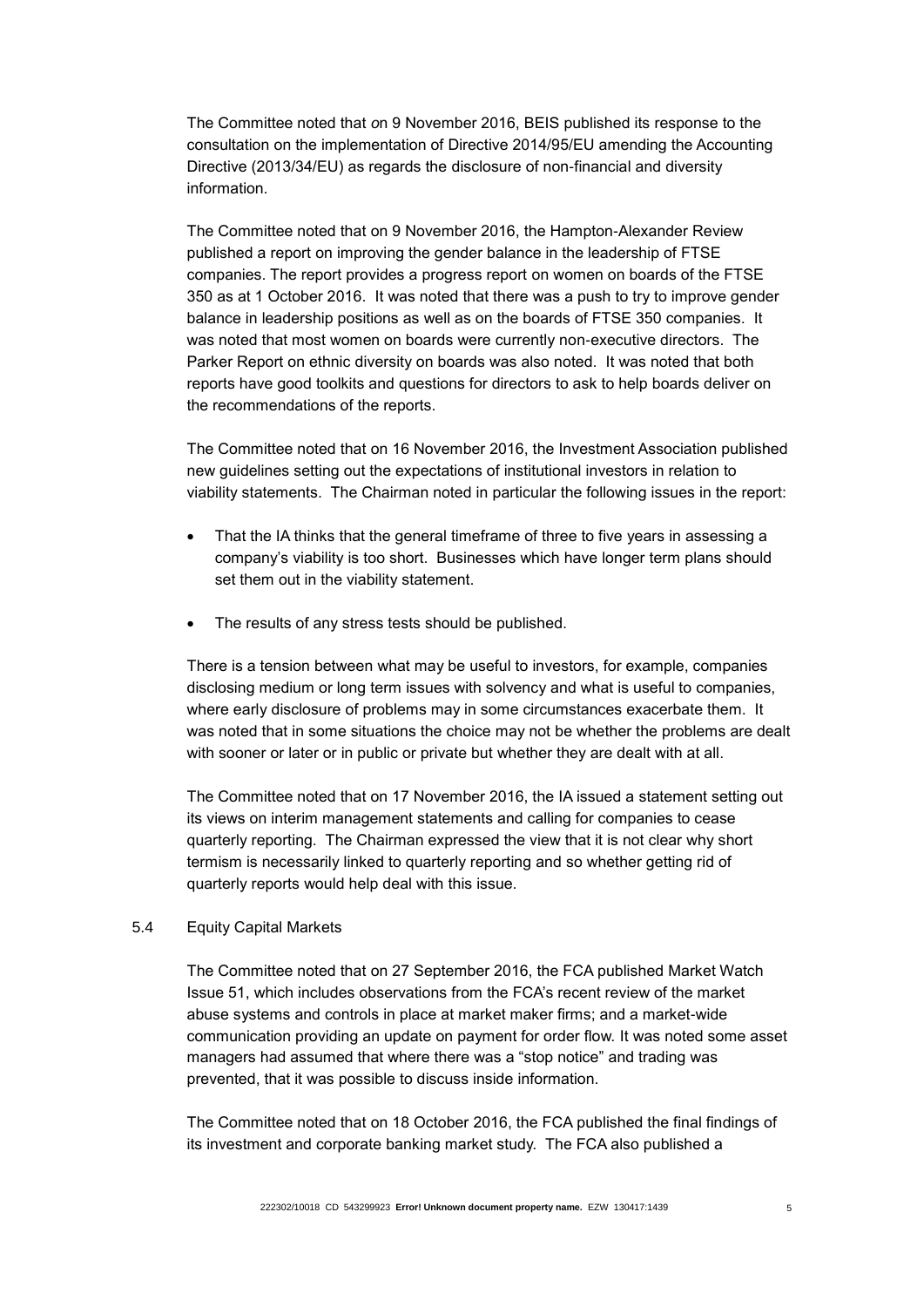The Committee noted that on 9 November 2016, BEIS published its response to the consultation on the implementation of Directive 2014/95/EU amending the Accounting Directive (2013/34/EU) as regards the disclosure of non-financial and diversity information.

The Committee noted that on 9 November 2016, the Hampton-Alexander Review published a report on improving the gender balance in the leadership of FTSE companies. The report provides a progress report on women on boards of the FTSE 350 as at 1 October 2016. It was noted that there was a push to try to improve gender balance in leadership positions as well as on the boards of FTSE 350 companies. It was noted that most women on boards were currently non-executive directors. The Parker Report on ethnic diversity on boards was also noted. It was noted that both reports have good toolkits and questions for directors to ask to help boards deliver on the recommendations of the reports.

The Committee noted that on 16 November 2016, the Investment Association published new guidelines setting out the expectations of institutional investors in relation to viability statements. The Chairman noted in particular the following issues in the report:

- That the IA thinks that the general timeframe of three to five years in assessing a company's viability is too short. Businesses which have longer term plans should set them out in the viability statement.
- The results of any stress tests should be published.

There is a tension between what may be useful to investors, for example, companies disclosing medium or long term issues with solvency and what is useful to companies, where early disclosure of problems may in some circumstances exacerbate them. It was noted that in some situations the choice may not be whether the problems are dealt with sooner or later or in public or private but whether they are dealt with at all.

The Committee noted that on 17 November 2016, the IA issued a statement setting out its views on interim management statements and calling for companies to cease quarterly reporting. The Chairman expressed the view that it is not clear why short termism is necessarily linked to quarterly reporting and so whether getting rid of quarterly reports would help deal with this issue.

5.4 Equity Capital Markets

The Committee noted that on 27 September 2016, the FCA published Market Watch Issue 51, which includes observations from the FCA's recent review of the market abuse systems and controls in place at market maker firms; and a market-wide communication providing an update on payment for order flow. It was noted some asset managers had assumed that where there was a "stop notice" and trading was prevented, that it was possible to discuss inside information.

The Committee noted that on 18 October 2016, the FCA published the final findings of its investment and corporate banking market study. The FCA also published a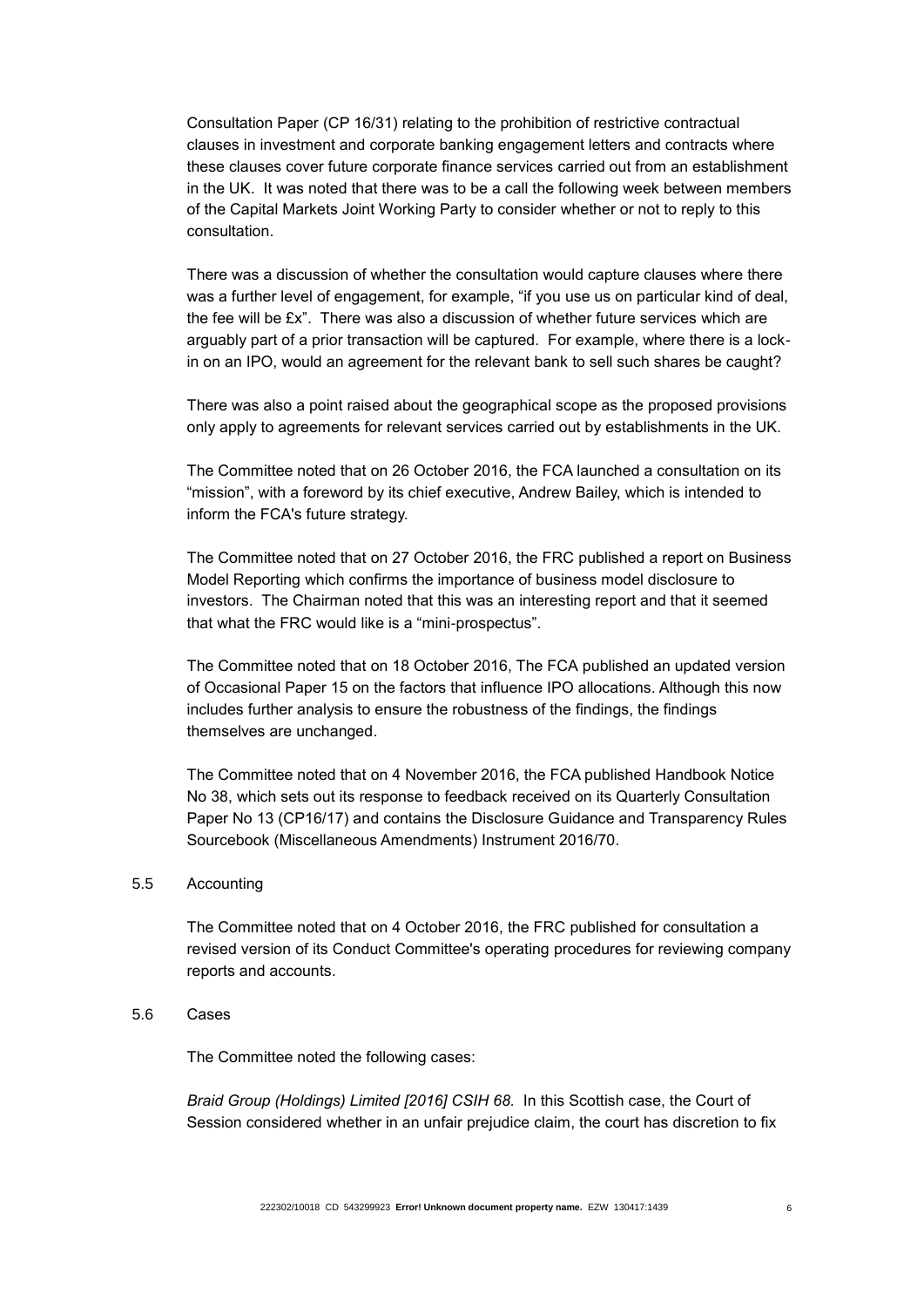Consultation Paper (CP 16/31) relating to the prohibition of restrictive contractual clauses in investment and corporate banking engagement letters and contracts where these clauses cover future corporate finance services carried out from an establishment in the UK. It was noted that there was to be a call the following week between members of the Capital Markets Joint Working Party to consider whether or not to reply to this consultation.

There was a discussion of whether the consultation would capture clauses where there was a further level of engagement, for example, "if you use us on particular kind of deal, the fee will be £x". There was also a discussion of whether future services which are arguably part of a prior transaction will be captured. For example, where there is a lock-in on an IPO, would an agreement for the relevant bank to sell such shares be caught?

There was also a point raised about the geographical scope as the proposed provisions only apply to agreements for relevant services carried out by establishments in the UK.

The Committee noted that on 26 October 2016, the FCA launched a consultation on its "mission", with a foreword by its chief executive, Andrew Bailey, which is intended to inform the FCA's future strategy.

The Committee noted that on 27 October 2016, the FRC published a report on Business Model Reporting which confirms the importance of business model disclosure to investors. The Chairman noted that this was an interesting report and that it seemed that what the FRC would like is a "mini-prospectus".

The Committee noted that on 18 October 2016, The FCA published an updated version of Occasional Paper 15 on the factors that influence IPO allocations. Although this now includes further analysis to ensure the robustness of the findings, the findings themselves are unchanged.

The Committee noted that on 4 November 2016, the FCA published Handbook Notice No 38, which sets out its response to feedback received on its Quarterly Consultation Paper No 13 (CP16/17) and contains the Disclosure Guidance and Transparency Rules Sourcebook (Miscellaneous Amendments) Instrument 2016/70.

5.5 Accounting

The Committee noted that on 4 October 2016, the FRC published for consultation a revised version of its Conduct Committee's operating procedures for reviewing company reports and accounts.

5.6 Cases

The Committee noted the following cases:

*Braid Group (Holdings) Limited [2016] CSIH 68.* In this Scottish case, the Court of Session considered whether in an unfair prejudice claim, the court has discretion to fix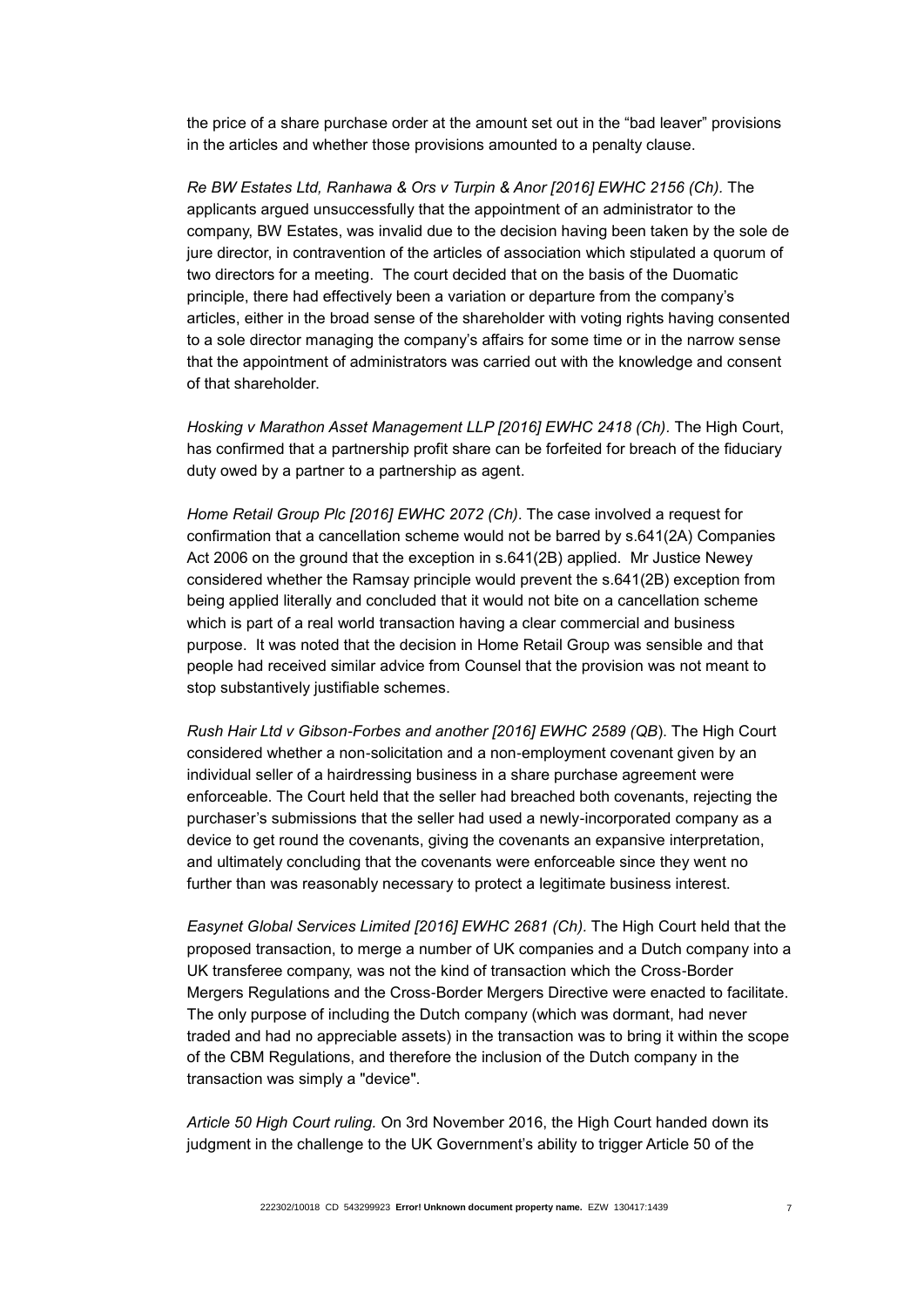the price of a share purchase order at the amount set out in the "bad leaver" provisions in the articles and whether those provisions amounted to a penalty clause.

*Re BW Estates Ltd, Ranhawa & Ors v Turpin & Anor [2016] EWHC 2156 (Ch).* The applicants argued unsuccessfully that the appointment of an administrator to the company, BW Estates, was invalid due to the decision having been taken by the sole de jure director, in contravention of the articles of association which stipulated a quorum of two directors for a meeting. The court decided that on the basis of the Duomatic principle, there had effectively been a variation or departure from the company's articles, either in the broad sense of the shareholder with voting rights having consented to a sole director managing the company's affairs for some time or in the narrow sense that the appointment of administrators was carried out with the knowledge and consent of that shareholder.

*Hosking v Marathon Asset Management LLP [2016] EWHC 2418 (Ch).* The High Court, has confirmed that a partnership profit share can be forfeited for breach of the fiduciary duty owed by a partner to a partnership as agent.

*Home Retail Group Plc [2016] EWHC 2072 (Ch)*. The case involved a request for confirmation that a cancellation scheme would not be barred by s.641(2A) Companies Act 2006 on the ground that the exception in s.641(2B) applied. Mr Justice Newey considered whether the Ramsay principle would prevent the s.641(2B) exception from being applied literally and concluded that it would not bite on a cancellation scheme which is part of a real world transaction having a clear commercial and business purpose. It was noted that the decision in Home Retail Group was sensible and that people had received similar advice from Counsel that the provision was not meant to stop substantively justifiable schemes.

*Rush Hair Ltd v Gibson-Forbes and another [2016] EWHC 2589 (QB*). The High Court considered whether a non-solicitation and a non-employment covenant given by an individual seller of a hairdressing business in a share purchase agreement were enforceable. The Court held that the seller had breached both covenants, rejecting the purchaser's submissions that the seller had used a newly-incorporated company as a device to get round the covenants, giving the covenants an expansive interpretation, and ultimately concluding that the covenants were enforceable since they went no further than was reasonably necessary to protect a legitimate business interest.

*Easynet Global Services Limited [2016] EWHC 2681 (Ch).* The High Court held that the proposed transaction, to merge a number of UK companies and a Dutch company into a UK transferee company, was not the kind of transaction which the Cross-Border Mergers Regulations and the Cross-Border Mergers Directive were enacted to facilitate. The only purpose of including the Dutch company (which was dormant, had never traded and had no appreciable assets) in the transaction was to bring it within the scope of the CBM Regulations, and therefore the inclusion of the Dutch company in the transaction was simply a "device".

*Article 50 High Court ruling.* On 3rd November 2016, the High Court handed down its judgment in the challenge to the UK Government's ability to trigger Article 50 of the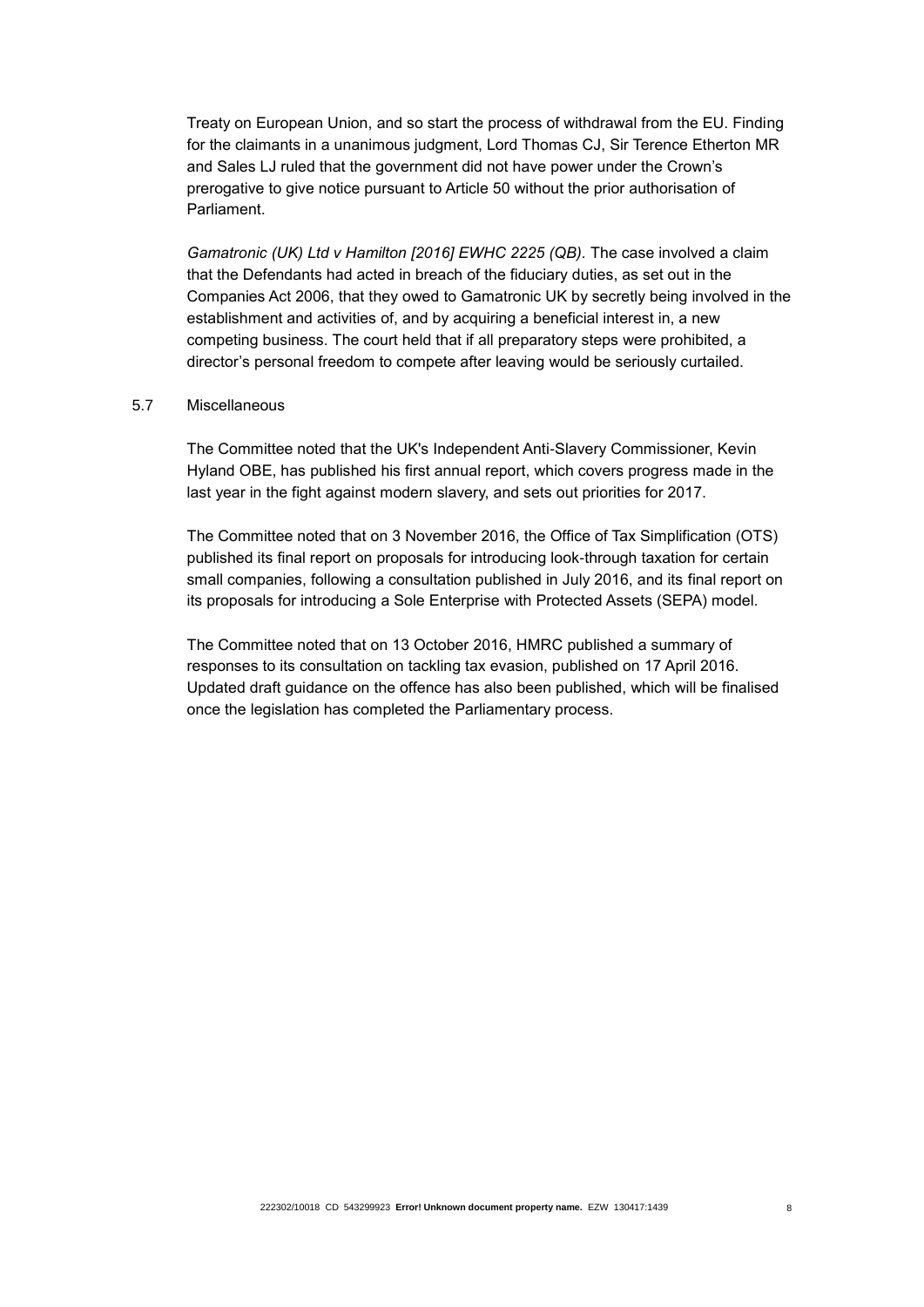Treaty on European Union, and so start the process of withdrawal from the EU. Finding for the claimants in a unanimous judgment, Lord Thomas CJ, Sir Terence Etherton MR and Sales LJ ruled that the government did not have power under the Crown's prerogative to give notice pursuant to Article 50 without the prior authorisation of Parliament.

*Gamatronic (UK) Ltd v Hamilton [2016] EWHC 2225 (QB)*. The case involved a claim that the Defendants had acted in breach of the fiduciary duties, as set out in the Companies Act 2006, that they owed to Gamatronic UK by secretly being involved in the establishment and activities of, and by acquiring a beneficial interest in, a new competing business. The court held that if all preparatory steps were prohibited, a director's personal freedom to compete after leaving would be seriously curtailed.

5.7 Miscellaneous

The Committee noted that the UK's Independent Anti-Slavery Commissioner, Kevin Hyland OBE, has published his first annual report, which covers progress made in the last year in the fight against modern slavery, and sets out priorities for 2017.

The Committee noted that on 3 November 2016, the Office of Tax Simplification (OTS) published its final report on proposals for introducing look-through taxation for certain small companies, following a consultation published in July 2016, and its final report on its proposals for introducing a Sole Enterprise with Protected Assets (SEPA) model.

The Committee noted that on 13 October 2016, HMRC published a summary of responses to its consultation on tackling tax evasion, published on 17 April 2016. Updated draft guidance on the offence has also been published, which will be finalised once the legislation has completed the Parliamentary process.